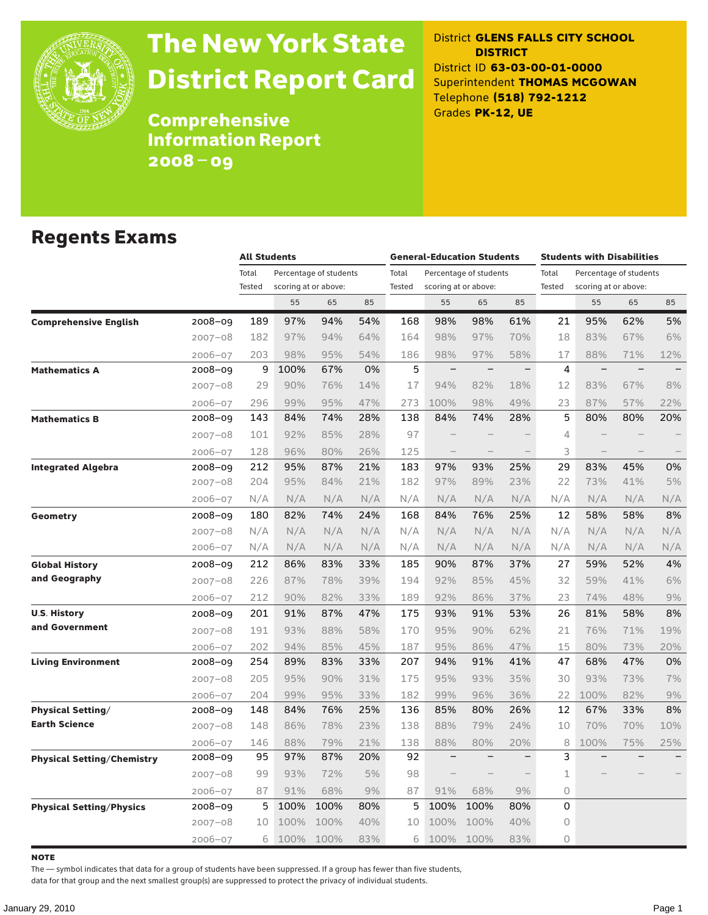# The New York State District Report Card

## Comprehensive Information Report 2008 – 09

District **GLENS FALLS CITY SCHOOL DISTRICT**
District ID **63-03-00-01-0000**
Superintendent **THOMAS MCGOWAN**
Telephone **(518) 792-1212**
Grades **PK-12, UE**

## Regents Exams

| | | All Students | | | | General-Education Students | | | | Students with Disabilities | | | |
|---|---|---|---|---|---|---|---|---|---|---|---|---|---|
| | | Total Tested | Percentage of students scoring at or above: | | | Total Tested | Percentage of students scoring at or above: | | | Total Tested | Percentage of students scoring at or above: | | |
| | | | 55 | 65 | 85 | | 55 | 65 | 85 | | 55 | 65 | 85 |
| **Comprehensive English** | 2008–09 | 189 | 97% | 94% | 54% | 168 | 98% | 98% | 61% | 21 | 95% | 62% | 5% |
| | 2007–08 | 182 | 97% | 94% | 64% | 164 | 98% | 97% | 70% | 18 | 83% | 67% | 6% |
| | 2006–07 | 203 | 98% | 95% | 54% | 186 | 98% | 97% | 58% | 17 | 88% | 71% | 12% |
| **Mathematics A** | 2008–09 | 9 | 100% | 67% | 0% | 5 | – | – | – | 4 | – | – | – |
| | 2007–08 | 29 | 90% | 76% | 14% | 17 | 94% | 82% | 18% | 12 | 83% | 67% | 8% |
| | 2006–07 | 296 | 99% | 95% | 47% | 273 | 100% | 98% | 49% | 23 | 87% | 57% | 22% |
| **Mathematics B** | 2008–09 | 143 | 84% | 74% | 28% | 138 | 84% | 74% | 28% | 5 | 80% | 80% | 20% |
| | 2007–08 | 101 | 92% | 85% | 28% | 97 | – | – | – | 4 | – | – | – |
| | 2006–07 | 128 | 96% | 80% | 26% | 125 | – | – | – | 3 | – | – | – |
| **Integrated Algebra** | 2008–09 | 212 | 95% | 87% | 21% | 183 | 97% | 93% | 25% | 29 | 83% | 45% | 0% |
| | 2007–08 | 204 | 95% | 84% | 21% | 182 | 97% | 89% | 23% | 22 | 73% | 41% | 5% |
| | 2006–07 | N/A | N/A | N/A | N/A | N/A | N/A | N/A | N/A | N/A | N/A | N/A | N/A |
| **Geometry** | 2008–09 | 180 | 82% | 74% | 24% | 168 | 84% | 76% | 25% | 12 | 58% | 58% | 8% |
| | 2007–08 | N/A | N/A | N/A | N/A | N/A | N/A | N/A | N/A | N/A | N/A | N/A | N/A |
| | 2006–07 | N/A | N/A | N/A | N/A | N/A | N/A | N/A | N/A | N/A | N/A | N/A | N/A |
| **Global History and Geography** | 2008–09 | 212 | 86% | 83% | 33% | 185 | 90% | 87% | 37% | 27 | 59% | 52% | 4% |
| | 2007–08 | 226 | 87% | 78% | 39% | 194 | 92% | 85% | 45% | 32 | 59% | 41% | 6% |
| | 2006–07 | 212 | 90% | 82% | 33% | 189 | 92% | 86% | 37% | 23 | 74% | 48% | 9% |
| **U.S. History and Government** | 2008–09 | 201 | 91% | 87% | 47% | 175 | 93% | 91% | 53% | 26 | 81% | 58% | 8% |
| | 2007–08 | 191 | 93% | 88% | 58% | 170 | 95% | 90% | 62% | 21 | 76% | 71% | 19% |
| | 2006–07 | 202 | 94% | 85% | 45% | 187 | 95% | 86% | 47% | 15 | 80% | 73% | 20% |
| **Living Environment** | 2008–09 | 254 | 89% | 83% | 33% | 207 | 94% | 91% | 41% | 47 | 68% | 47% | 0% |
| | 2007–08 | 205 | 95% | 90% | 31% | 175 | 95% | 93% | 35% | 30 | 93% | 73% | 7% |
| | 2006–07 | 204 | 99% | 95% | 33% | 182 | 99% | 96% | 36% | 22 | 100% | 82% | 9% |
| **Physical Setting/ Earth Science** | 2008–09 | 148 | 84% | 76% | 25% | 136 | 85% | 80% | 26% | 12 | 67% | 33% | 8% |
| | 2007–08 | 148 | 86% | 78% | 23% | 138 | 88% | 79% | 24% | 10 | 70% | 70% | 10% |
| | 2006–07 | 146 | 88% | 79% | 21% | 138 | 88% | 80% | 20% | 8 | 100% | 75% | 25% |
| **Physical Setting/Chemistry** | 2008–09 | 95 | 97% | 87% | 20% | 92 | – | – | – | 3 | – | – | – |
| | 2007–08 | 99 | 93% | 72% | 5% | 98 | – | – | – | 1 | – | – | – |
| | 2006–07 | 87 | 91% | 68% | 9% | 87 | 91% | 68% | 9% | 0 | | | |
| **Physical Setting/Physics** | 2008–09 | 5 | 100% | 100% | 80% | 5 | 100% | 100% | 80% | 0 | | | |
| | 2007–08 | 10 | 100% | 100% | 40% | 10 | 100% | 100% | 40% | 0 | | | |
| | 2006–07 | 6 | 100% | 100% | 83% | 6 | 100% | 100% | 83% | 0 | | | |

**NOTE**

The — symbol indicates that data for a group of students have been suppressed. If a group has fewer than five students, data for that group and the next smallest group(s) are suppressed to protect the privacy of individual students.

January 29, 2010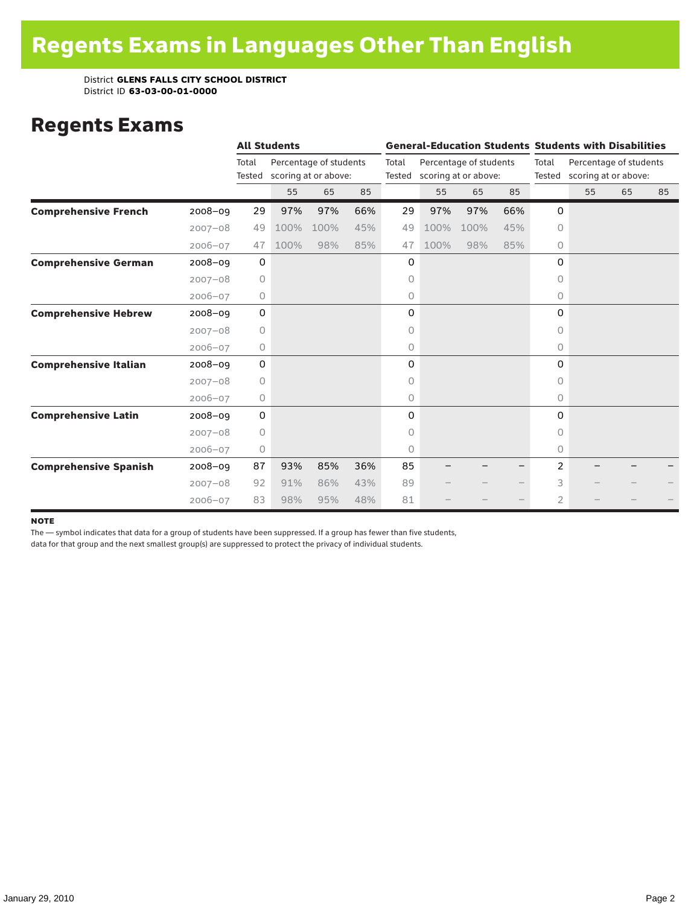# Regents Exams in Languages Other Than English

District **GLENS FALLS CITY SCHOOL DISTRICT**
District ID **63-03-00-01-0000**

## Regents Exams

| | | All Students | | | | General-Education Students | | | | Students with Disabilities | | | |
|---|---|---|---|---|---|---|---|---|---|---|---|---|---|
| | | Total Tested | Percentage of students scoring at or above: | | | Total Tested | Percentage of students scoring at or above: | | | Total Tested | Percentage of students scoring at or above: | | |
| | | | 55 | 65 | 85 | | 55 | 65 | 85 | | 55 | 65 | 85 |
| **Comprehensive French** | 2008–09 | 29 | 97% | 97% | 66% | 29 | 97% | 97% | 66% | 0 | | | |
| | 2007–08 | 49 | 100% | 100% | 45% | 49 | 100% | 100% | 45% | 0 | | | |
| | 2006–07 | 47 | 100% | 98% | 85% | 47 | 100% | 98% | 85% | 0 | | | |
| **Comprehensive German** | 2008–09 | 0 | | | | 0 | | | | 0 | | | |
| | 2007–08 | 0 | | | | 0 | | | | 0 | | | |
| | 2006–07 | 0 | | | | 0 | | | | 0 | | | |
| **Comprehensive Hebrew** | 2008–09 | 0 | | | | 0 | | | | 0 | | | |
| | 2007–08 | 0 | | | | 0 | | | | 0 | | | |
| | 2006–07 | 0 | | | | 0 | | | | 0 | | | |
| **Comprehensive Italian** | 2008–09 | 0 | | | | 0 | | | | 0 | | | |
| | 2007–08 | 0 | | | | 0 | | | | 0 | | | |
| | 2006–07 | 0 | | | | 0 | | | | 0 | | | |
| **Comprehensive Latin** | 2008–09 | 0 | | | | 0 | | | | 0 | | | |
| | 2007–08 | 0 | | | | 0 | | | | 0 | | | |
| | 2006–07 | 0 | | | | 0 | | | | 0 | | | |
| **Comprehensive Spanish** | 2008–09 | 87 | 93% | 85% | 36% | 85 | – | – | – | 2 | – | – | – |
| | 2007–08 | 92 | 91% | 86% | 43% | 89 | – | – | – | 3 | – | – | – |
| | 2006–07 | 83 | 98% | 95% | 48% | 81 | – | – | – | 2 | – | – | – |

**NOTE**

The — symbol indicates that data for a group of students have been suppressed. If a group has fewer than five students, data for that group and the next smallest group(s) are suppressed to protect the privacy of individual students.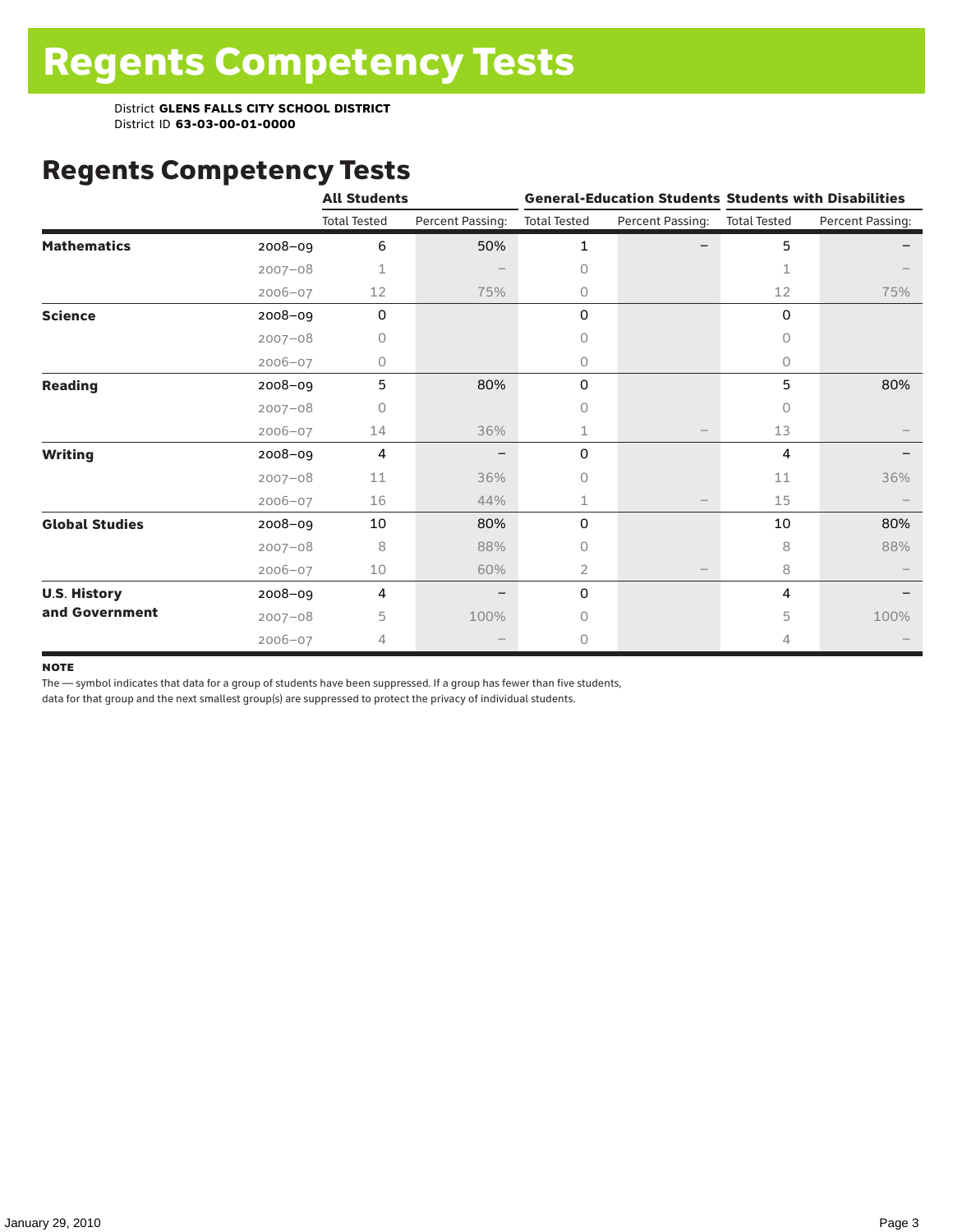# Regents Competency Tests

District **GLENS FALLS CITY SCHOOL DISTRICT**
District ID **63-03-00-01-0000**

## Regents Competency Tests

| | | All Students | | General-Education Students | | Students with Disabilities | |
|---|---|---|---|---|---|---|---|
| | | Total Tested | Percent Passing: | Total Tested | Percent Passing: | Total Tested | Percent Passing: |
| **Mathematics** | 2008–09 | 6 | 50% | 1 | – | 5 | – |
| | 2007–08 | 1 | – | 0 | | 1 | – |
| | 2006–07 | 12 | 75% | 0 | | 12 | 75% |
| **Science** | 2008–09 | 0 | | 0 | | 0 | |
| | 2007–08 | 0 | | 0 | | 0 | |
| | 2006–07 | 0 | | 0 | | 0 | |
| **Reading** | 2008–09 | 5 | 80% | 0 | | 5 | 80% |
| | 2007–08 | 0 | | 0 | | 0 | |
| | 2006–07 | 14 | 36% | 1 | – | 13 | – |
| **Writing** | 2008–09 | 4 | – | 0 | | 4 | – |
| | 2007–08 | 11 | 36% | 0 | | 11 | 36% |
| | 2006–07 | 16 | 44% | 1 | – | 15 | – |
| **Global Studies** | 2008–09 | 10 | 80% | 0 | | 10 | 80% |
| | 2007–08 | 8 | 88% | 0 | | 8 | 88% |
| | 2006–07 | 10 | 60% | 2 | – | 8 | – |
| **U.S. History and Government** | 2008–09 | 4 | – | 0 | | 4 | – |
| | 2007–08 | 5 | 100% | 0 | | 5 | 100% |
| | 2006–07 | 4 | – | 0 | | 4 | – |

**NOTE**

The — symbol indicates that data for a group of students have been suppressed. If a group has fewer than five students, data for that group and the next smallest group(s) are suppressed to protect the privacy of individual students.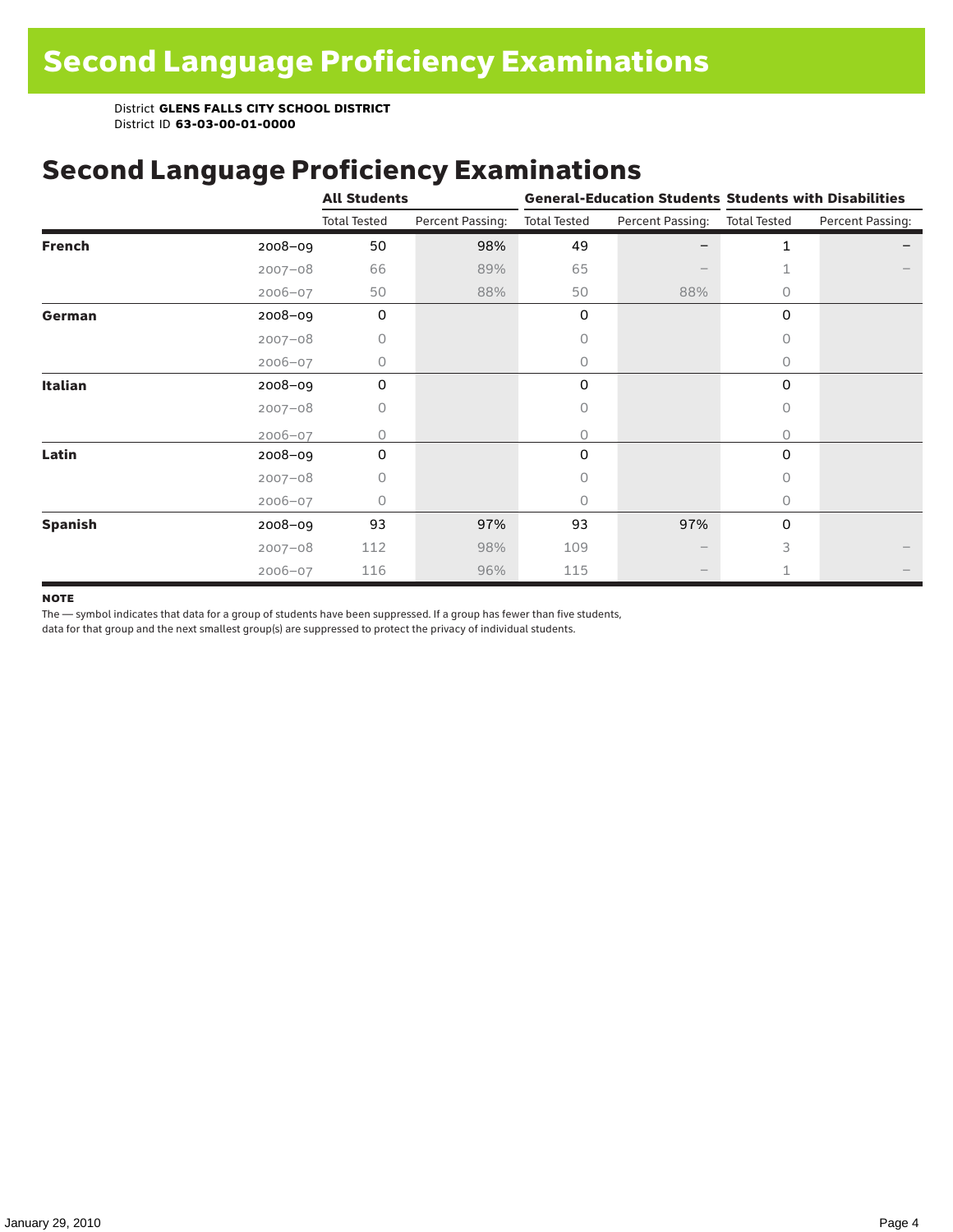# Second Language Proficiency Examinations

District **GLENS FALLS CITY SCHOOL DISTRICT**
District ID **63-03-00-01-0000**

## Second Language Proficiency Examinations

| | | All Students | | General-Education Students | | Students with Disabilities | |
|---|---|---|---|---|---|---|---|
| | | Total Tested | Percent Passing: | Total Tested | Percent Passing: | Total Tested | Percent Passing: |
| **French** | 2008–09 | 50 | 98% | 49 | – | 1 | – |
| | 2007–08 | 66 | 89% | 65 | – | 1 | – |
| | 2006–07 | 50 | 88% | 50 | 88% | 0 | |
| **German** | 2008–09 | 0 | | 0 | | 0 | |
| | 2007–08 | 0 | | 0 | | 0 | |
| | 2006–07 | 0 | | 0 | | 0 | |
| **Italian** | 2008–09 | 0 | | 0 | | 0 | |
| | 2007–08 | 0 | | 0 | | 0 | |
| | 2006–07 | 0 | | 0 | | 0 | |
| **Latin** | 2008–09 | 0 | | 0 | | 0 | |
| | 2007–08 | 0 | | 0 | | 0 | |
| | 2006–07 | 0 | | 0 | | 0 | |
| **Spanish** | 2008–09 | 93 | 97% | 93 | 97% | 0 | |
| | 2007–08 | 112 | 98% | 109 | – | 3 | – |
| | 2006–07 | 116 | 96% | 115 | – | 1 | – |

**NOTE**

The — symbol indicates that data for a group of students have been suppressed. If a group has fewer than five students, data for that group and the next smallest group(s) are suppressed to protect the privacy of individual students.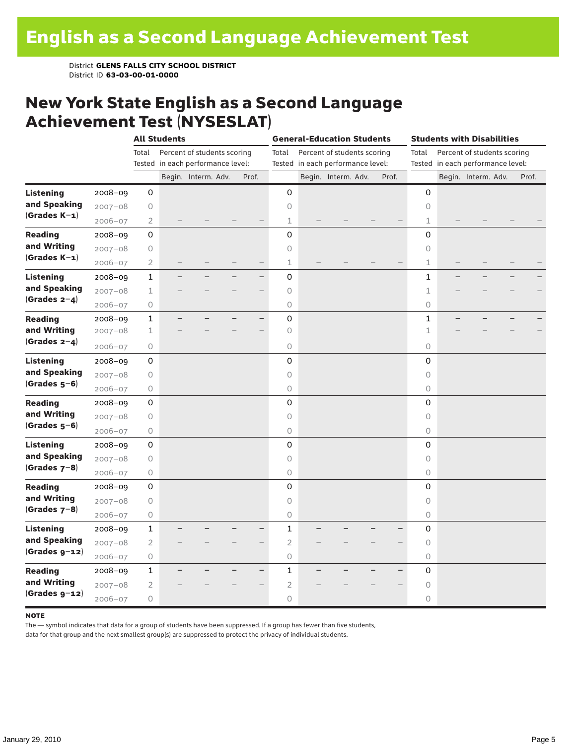# English as a Second Language Achievement Test

District **GLENS FALLS CITY SCHOOL DISTRICT**
District ID **63-03-00-01-0000**

## New York State English as a Second Language Achievement Test (NYSESLAT)

| | | All Students | | | | | General-Education Students | | | | | Students with Disabilities | | | | |
|---|---|---|---|---|---|---|---|---|---|---|---|---|---|---|---|---|
| | | Total Tested | Percent of students scoring in each performance level: | | | | Total Tested | Percent of students scoring in each performance level: | | | | Total Tested | Percent of students scoring in each performance level: | | | |
| | | | Begin. | Interm. | Adv. | Prof. | | Begin. | Interm. | Adv. | Prof. | | Begin. | Interm. | Adv. | Prof. |
| **Listening and Speaking (Grades K–1)** | 2008–09 | 0 | | | | | 0 | | | | | 0 | | | | |
| | 2007–08 | 0 | | | | | 0 | | | | | 0 | | | | |
| | 2006–07 | 2 | – | – | – | – | 1 | – | – | – | – | 1 | – | – | – | – |
| **Reading and Writing (Grades K–1)** | 2008–09 | 0 | | | | | 0 | | | | | 0 | | | | |
| | 2007–08 | 0 | | | | | 0 | | | | | 0 | | | | |
| | 2006–07 | 2 | – | – | – | – | 1 | – | – | – | – | 1 | – | – | – | – |
| **Listening and Speaking (Grades 2–4)** | 2008–09 | 1 | – | – | – | – | 0 | | | | | 1 | – | – | – | – |
| | 2007–08 | 1 | – | – | – | – | 0 | | | | | 1 | – | – | – | – |
| | 2006–07 | 0 | | | | | 0 | | | | | 0 | | | | |
| **Reading and Writing (Grades 2–4)** | 2008–09 | 1 | – | – | – | – | 0 | | | | | 1 | – | – | – | – |
| | 2007–08 | 1 | – | – | – | – | 0 | | | | | 1 | – | – | – | – |
| | 2006–07 | 0 | | | | | 0 | | | | | 0 | | | | |
| **Listening and Speaking (Grades 5–6)** | 2008–09 | 0 | | | | | 0 | | | | | 0 | | | | |
| | 2007–08 | 0 | | | | | 0 | | | | | 0 | | | | |
| | 2006–07 | 0 | | | | | 0 | | | | | 0 | | | | |
| **Reading and Writing (Grades 5–6)** | 2008–09 | 0 | | | | | 0 | | | | | 0 | | | | |
| | 2007–08 | 0 | | | | | 0 | | | | | 0 | | | | |
| | 2006–07 | 0 | | | | | 0 | | | | | 0 | | | | |
| **Listening and Speaking (Grades 7–8)** | 2008–09 | 0 | | | | | 0 | | | | | 0 | | | | |
| | 2007–08 | 0 | | | | | 0 | | | | | 0 | | | | |
| | 2006–07 | 0 | | | | | 0 | | | | | 0 | | | | |
| **Reading and Writing (Grades 7–8)** | 2008–09 | 0 | | | | | 0 | | | | | 0 | | | | |
| | 2007–08 | 0 | | | | | 0 | | | | | 0 | | | | |
| | 2006–07 | 0 | | | | | 0 | | | | | 0 | | | | |
| **Listening and Speaking (Grades 9–12)** | 2008–09 | 1 | – | – | – | – | 1 | – | – | – | – | 0 | | | | |
| | 2007–08 | 2 | – | – | – | – | 2 | – | – | – | – | 0 | | | | |
| | 2006–07 | 0 | | | | | 0 | | | | | 0 | | | | |
| **Reading and Writing (Grades 9–12)** | 2008–09 | 1 | – | – | – | – | 1 | – | – | – | – | 0 | | | | |
| | 2007–08 | 2 | – | – | – | – | 2 | – | – | – | – | 0 | | | | |
| | 2006–07 | 0 | | | | | 0 | | | | | 0 | | | | |

**NOTE**

The — symbol indicates that data for a group of students have been suppressed. If a group has fewer than five students, data for that group and the next smallest group(s) are suppressed to protect the privacy of individual students.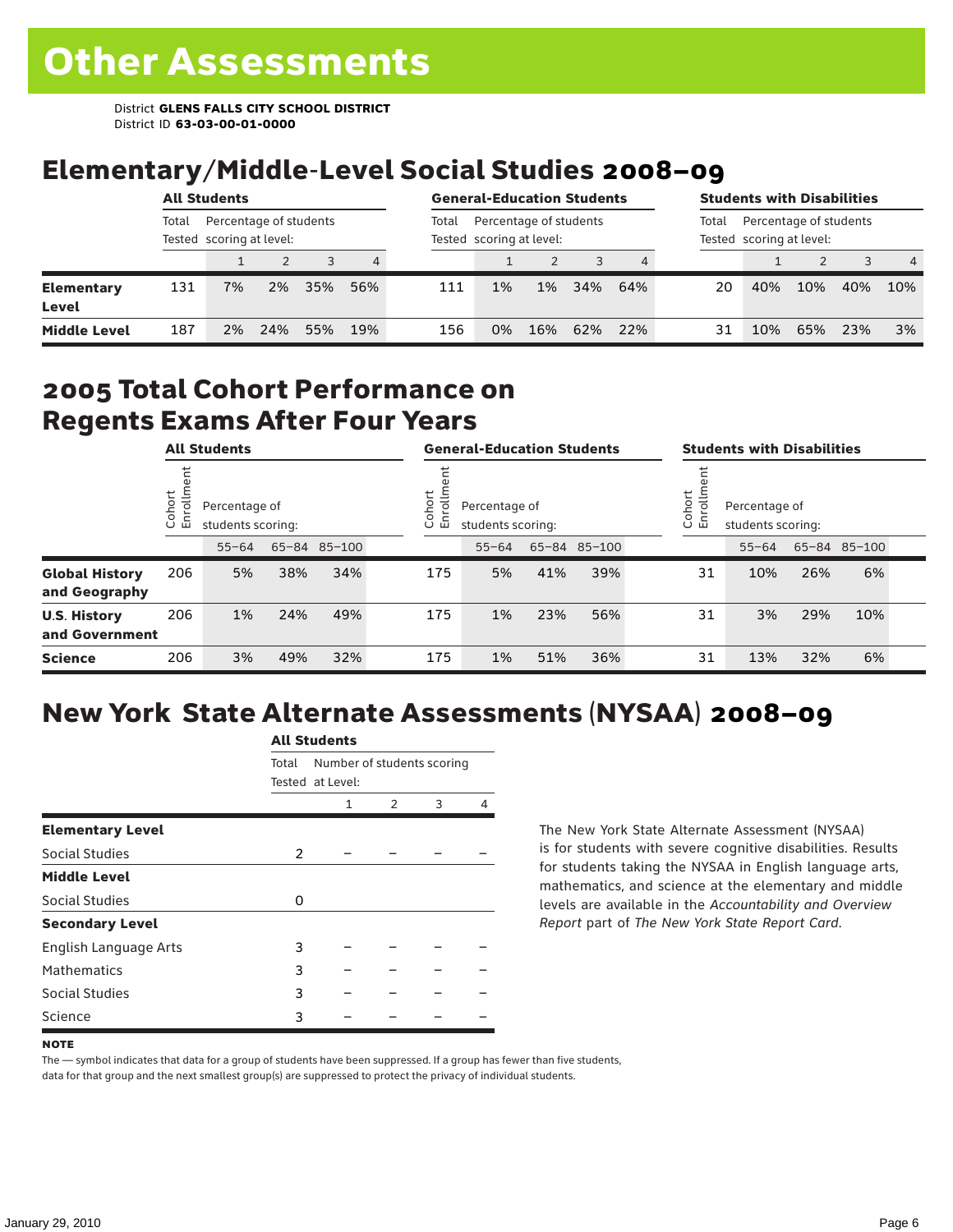# Other Assessments

District **GLENS FALLS CITY SCHOOL DISTRICT**
District ID **63-03-00-01-0000**

## Elementary/Middle-Level Social Studies 2008–09

| | All Students | | | | | General-Education Students | | | | | Students with Disabilities | | | | |
|---|---|---|---|---|---|---|---|---|---|---|---|---|---|---|---|
| | Total Tested | Percentage of students scoring at level: | | | | Total Tested | Percentage of students scoring at level: | | | | Total Tested | Percentage of students scoring at level: | | | |
| | | 1 | 2 | 3 | 4 | | 1 | 2 | 3 | 4 | | 1 | 2 | 3 | 4 |
| **Elementary Level** | 131 | 7% | 2% | 35% | 56% | 111 | 1% | 1% | 34% | 64% | 20 | 40% | 10% | 40% | 10% |
| **Middle Level** | 187 | 2% | 24% | 55% | 19% | 156 | 0% | 16% | 62% | 22% | 31 | 10% | 65% | 23% | 3% |

## 2005 Total Cohort Performance on Regents Exams After Four Years

| | All Students | | | | General-Education Students | | | | Students with Disabilities | | | |
|---|---|---|---|---|---|---|---|---|---|---|---|---|
| | Cohort Enrollment | Percentage of students scoring: | | | Cohort Enrollment | Percentage of students scoring: | | | Cohort Enrollment | Percentage of students scoring: | | |
| | | 55–64 | 65–84 | 85–100 | | 55–64 | 65–84 | 85–100 | | 55–64 | 65–84 | 85–100 |
| **Global History and Geography** | 206 | 5% | 38% | 34% | 175 | 5% | 41% | 39% | 31 | 10% | 26% | 6% |
| **U.S. History and Government** | 206 | 1% | 24% | 49% | 175 | 1% | 23% | 56% | 31 | 3% | 29% | 10% |
| **Science** | 206 | 3% | 49% | 32% | 175 | 1% | 51% | 36% | 31 | 13% | 32% | 6% |

## New York State Alternate Assessments (NYSAA) 2008–09

| | All Students | | | | |
|---|---|---|---|---|---|
| | Total Tested | Number of students scoring at Level: | | | |
| | | 1 | 2 | 3 | 4 |
| **Elementary Level** | | | | | |
| Social Studies | 2 | – | – | – | – |
| **Middle Level** | | | | | |
| Social Studies | 0 | | | | |
| **Secondary Level** | | | | | |
| English Language Arts | 3 | – | – | – | – |
| Mathematics | 3 | – | – | – | – |
| Social Studies | 3 | – | – | – | – |
| Science | 3 | – | – | – | – |

The New York State Alternate Assessment (NYSAA) is for students with severe cognitive disabilities. Results for students taking the NYSAA in English language arts, mathematics, and science at the elementary and middle levels are available in the *Accountability and Overview Report* part of *The New York State Report Card*.

**NOTE**

The — symbol indicates that data for a group of students have been suppressed. If a group has fewer than five students, data for that group and the next smallest group(s) are suppressed to protect the privacy of individual students.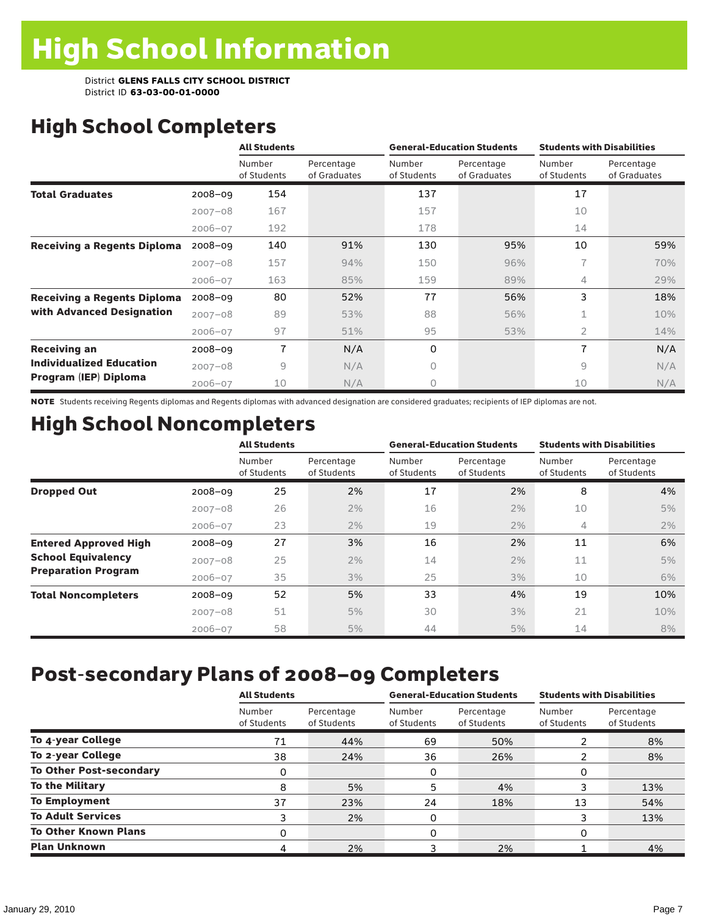# High School Information

District **GLENS FALLS CITY SCHOOL DISTRICT**
District ID **63-03-00-01-0000**

## High School Completers

| | | All Students | | General-Education Students | | Students with Disabilities | |
|---|---|---|---|---|---|---|---|
| | | Number of Students | Percentage of Graduates | Number of Students | Percentage of Graduates | Number of Students | Percentage of Graduates |
| **Total Graduates** | 2008–09 | 154 | | 137 | | 17 | |
| | 2007–08 | 167 | | 157 | | 10 | |
| | 2006–07 | 192 | | 178 | | 14 | |
| **Receiving a Regents Diploma** | 2008–09 | 140 | 91% | 130 | 95% | 10 | 59% |
| | 2007–08 | 157 | 94% | 150 | 96% | 7 | 70% |
| | 2006–07 | 163 | 85% | 159 | 89% | 4 | 29% |
| **Receiving a Regents Diploma with Advanced Designation** | 2008–09 | 80 | 52% | 77 | 56% | 3 | 18% |
| | 2007–08 | 89 | 53% | 88 | 56% | 1 | 10% |
| | 2006–07 | 97 | 51% | 95 | 53% | 2 | 14% |
| **Receiving an Individualized Education Program (IEP) Diploma** | 2008–09 | 7 | N/A | 0 | | 7 | N/A |
| | 2007–08 | 9 | N/A | 0 | | 9 | N/A |
| | 2006–07 | 10 | N/A | 0 | | 10 | N/A |

**NOTE** Students receiving Regents diplomas and Regents diplomas with advanced designation are considered graduates; recipients of IEP diplomas are not.

## High School Noncompleters

| | | All Students | | General-Education Students | | Students with Disabilities | |
|---|---|---|---|---|---|---|---|
| | | Number of Students | Percentage of Students | Number of Students | Percentage of Students | Number of Students | Percentage of Students |
| **Dropped Out** | 2008–09 | 25 | 2% | 17 | 2% | 8 | 4% |
| | 2007–08 | 26 | 2% | 16 | 2% | 10 | 5% |
| | 2006–07 | 23 | 2% | 19 | 2% | 4 | 2% |
| **Entered Approved High School Equivalency Preparation Program** | 2008–09 | 27 | 3% | 16 | 2% | 11 | 6% |
| | 2007–08 | 25 | 2% | 14 | 2% | 11 | 5% |
| | 2006–07 | 35 | 3% | 25 | 3% | 10 | 6% |
| **Total Noncompleters** | 2008–09 | 52 | 5% | 33 | 4% | 19 | 10% |
| | 2007–08 | 51 | 5% | 30 | 3% | 21 | 10% |
| | 2006–07 | 58 | 5% | 44 | 5% | 14 | 8% |

## Post-secondary Plans of 2008–09 Completers

| | All Students | | General-Education Students | | Students with Disabilities | |
|---|---|---|---|---|---|---|
| | Number of Students | Percentage of Students | Number of Students | Percentage of Students | Number of Students | Percentage of Students |
| **To 4-year College** | 71 | 44% | 69 | 50% | 2 | 8% |
| **To 2-year College** | 38 | 24% | 36 | 26% | 2 | 8% |
| **To Other Post-secondary** | 0 | | 0 | | 0 | |
| **To the Military** | 8 | 5% | 5 | 4% | 3 | 13% |
| **To Employment** | 37 | 23% | 24 | 18% | 13 | 54% |
| **To Adult Services** | 3 | 2% | 0 | | 3 | 13% |
| **To Other Known Plans** | 0 | | 0 | | 0 | |
| **Plan Unknown** | 4 | 2% | 3 | 2% | 1 | 4% |

January 29, 2010